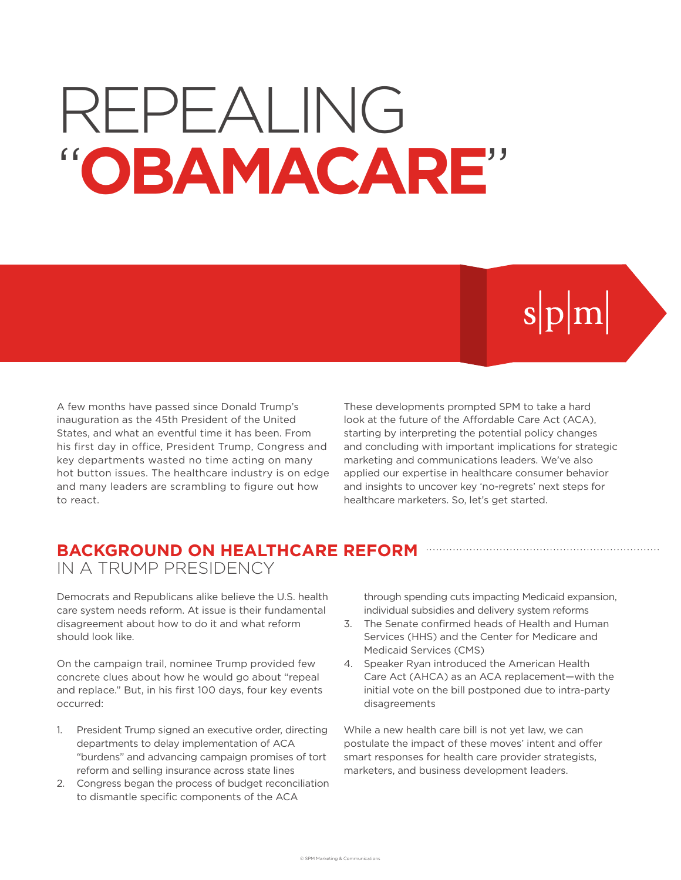# REPEALING "OBAMACARE"

s|p|m|

A few months have passed since Donald Trump's inauguration as the 45th President of the United States, and what an eventful time it has been. From his first day in office, President Trump, Congress and key departments wasted no time acting on many hot button issues. The healthcare industry is on edge and many leaders are scrambling to figure out how to react.

These developments prompted SPM to take a hard look at the future of the Affordable Care Act (ACA), starting by interpreting the potential policy changes and concluding with important implications for strategic marketing and communications leaders. We've also applied our expertise in healthcare consumer behavior and insights to uncover key 'no-regrets' next steps for healthcare marketers. So, let's get started.

## BACKGROUND ON HEALTHCARE REFORM IN A TRUMP PRESIDENCY

Democrats and Republicans alike believe the U.S. health care system needs reform. At issue is their fundamental disagreement about how to do it and what reform should look like.

On the campaign trail, nominee Trump provided few concrete clues about how he would go about "repeal and replace." But, in his first 100 days, four key events occurred:

1. President Trump signed an executive order, directing departments to delay implementation of ACA "burdens" and advancing campaign promises of tort reform and selling insurance across state lines
2. Congress began the process of budget reconciliation to dismantle specific components of the ACA through spending cuts impacting Medicaid expansion, individual subsidies and delivery system reforms
3. The Senate confirmed heads of Health and Human Services (HHS) and the Center for Medicare and Medicaid Services (CMS)
4. Speaker Ryan introduced the American Health Care Act (AHCA) as an ACA replacement—with the initial vote on the bill postponed due to intra-party disagreements

While a new health care bill is not yet law, we can postulate the impact of these moves' intent and offer smart responses for health care provider strategists, marketers, and business development leaders.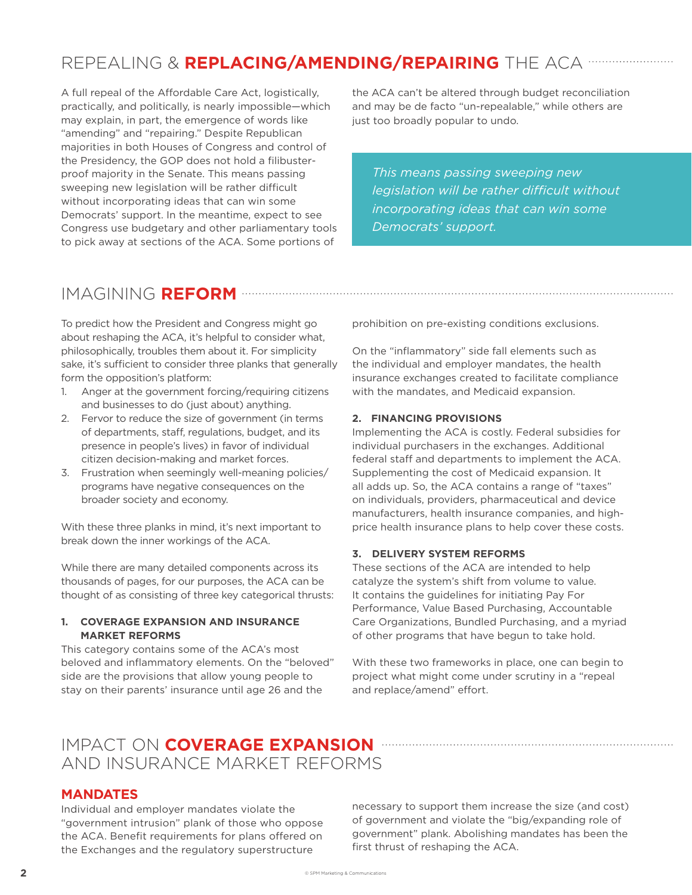## REPEALING & **REPLACING/AMENDING/REPAIRING** THE ACA

A full repeal of the Affordable Care Act, logistically, practically, and politically, is nearly impossible—which may explain, in part, the emergence of words like "amending" and "repairing." Despite Republican majorities in both Houses of Congress and control of the Presidency, the GOP does not hold a filibuster-proof majority in the Senate. This means passing sweeping new legislation will be rather difficult without incorporating ideas that can win some Democrats' support. In the meantime, expect to see Congress use budgetary and other parliamentary tools to pick away at sections of the ACA. Some portions of the ACA can't be altered through budget reconciliation and may be de facto "un-repealable," while others are just too broadly popular to undo.

> *This means passing sweeping new legislation will be rather difficult without incorporating ideas that can win some Democrats' support.*

## IMAGINING **REFORM**

To predict how the President and Congress might go about reshaping the ACA, it's helpful to consider what, philosophically, troubles them about it. For simplicity sake, it's sufficient to consider three planks that generally form the opposition's platform:

1. Anger at the government forcing/requiring citizens and businesses to do (just about) anything.
2. Fervor to reduce the size of government (in terms of departments, staff, regulations, budget, and its presence in people's lives) in favor of individual citizen decision-making and market forces.
3. Frustration when seemingly well-meaning policies/programs have negative consequences on the broader society and economy.

With these three planks in mind, it's next important to break down the inner workings of the ACA.

While there are many detailed components across its thousands of pages, for our purposes, the ACA can be thought of as consisting of three key categorical thrusts:

#### 1. COVERAGE EXPANSION AND INSURANCE MARKET REFORMS

This category contains some of the ACA's most beloved and inflammatory elements. On the "beloved" side are the provisions that allow young people to stay on their parents' insurance until age 26 and the prohibition on pre-existing conditions exclusions.

On the "inflammatory" side fall elements such as the individual and employer mandates, the health insurance exchanges created to facilitate compliance with the mandates, and Medicaid expansion.

#### 2. FINANCING PROVISIONS

Implementing the ACA is costly. Federal subsidies for individual purchasers in the exchanges. Additional federal staff and departments to implement the ACA. Supplementing the cost of Medicaid expansion. It all adds up. So, the ACA contains a range of "taxes" on individuals, providers, pharmaceutical and device manufacturers, health insurance companies, and high-price health insurance plans to help cover these costs.

#### 3. DELIVERY SYSTEM REFORMS

These sections of the ACA are intended to help catalyze the system's shift from volume to value. It contains the guidelines for initiating Pay For Performance, Value Based Purchasing, Accountable Care Organizations, Bundled Purchasing, and a myriad of other programs that have begun to take hold.

With these two frameworks in place, one can begin to project what might come under scrutiny in a "repeal and replace/amend" effort.

## IMPACT ON **COVERAGE EXPANSION** AND INSURANCE MARKET REFORMS

### MANDATES

Individual and employer mandates violate the "government intrusion" plank of those who oppose the ACA. Benefit requirements for plans offered on the Exchanges and the regulatory superstructure necessary to support them increase the size (and cost) of government and violate the "big/expanding role of government" plank. Abolishing mandates has been the first thrust of reshaping the ACA.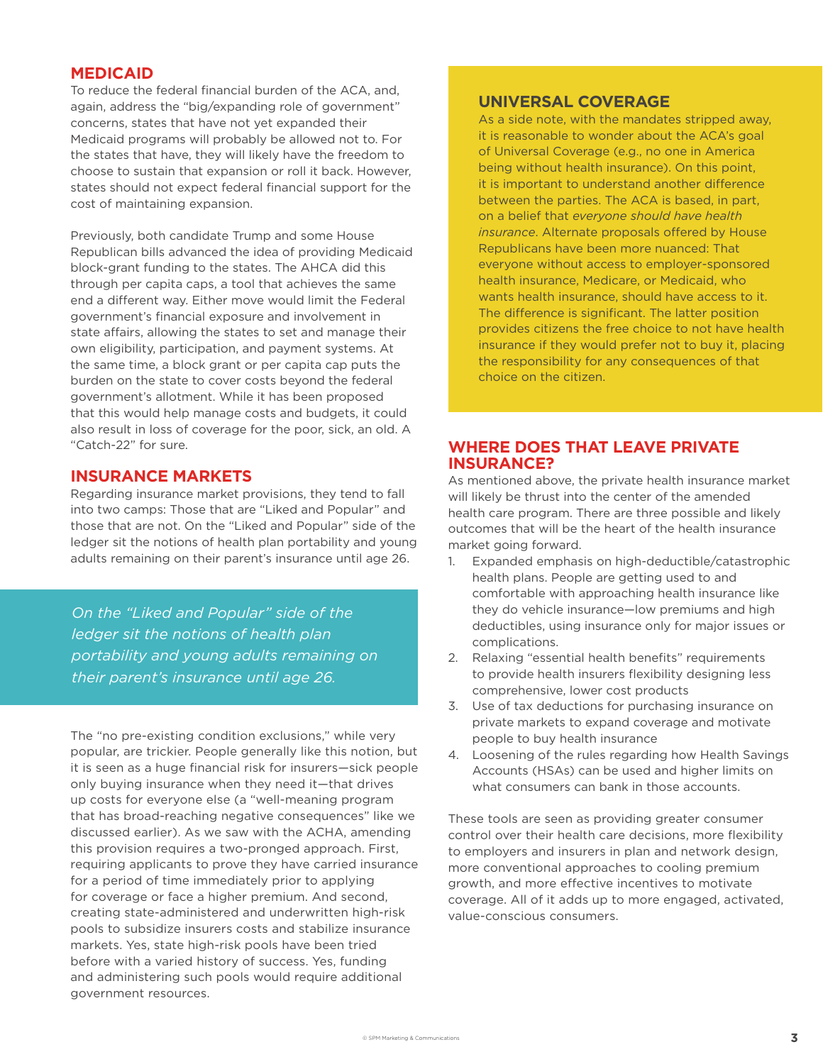## MEDICAID

To reduce the federal financial burden of the ACA, and, again, address the "big/expanding role of government" concerns, states that have not yet expanded their Medicaid programs will probably be allowed not to. For the states that have, they will likely have the freedom to choose to sustain that expansion or roll it back. However, states should not expect federal financial support for the cost of maintaining expansion.

Previously, both candidate Trump and some House Republican bills advanced the idea of providing Medicaid block-grant funding to the states. The AHCA did this through per capita caps, a tool that achieves the same end a different way. Either move would limit the Federal government's financial exposure and involvement in state affairs, allowing the states to set and manage their own eligibility, participation, and payment systems. At the same time, a block grant or per capita cap puts the burden on the state to cover costs beyond the federal government's allotment. While it has been proposed that this would help manage costs and budgets, it could also result in loss of coverage for the poor, sick, an old. A "Catch-22" for sure.

## INSURANCE MARKETS

Regarding insurance market provisions, they tend to fall into two camps: Those that are "Liked and Popular" and those that are not. On the "Liked and Popular" side of the ledger sit the notions of health plan portability and young adults remaining on their parent's insurance until age 26.

> *On the "Liked and Popular" side of the ledger sit the notions of health plan portability and young adults remaining on their parent's insurance until age 26.*

The "no pre-existing condition exclusions," while very popular, are trickier. People generally like this notion, but it is seen as a huge financial risk for insurers—sick people only buying insurance when they need it—that drives up costs for everyone else (a "well-meaning program that has broad-reaching negative consequences" like we discussed earlier). As we saw with the ACHA, amending this provision requires a two-pronged approach. First, requiring applicants to prove they have carried insurance for a period of time immediately prior to applying for coverage or face a higher premium. And second, creating state-administered and underwritten high-risk pools to subsidize insurers costs and stabilize insurance markets. Yes, state high-risk pools have been tried before with a varied history of success. Yes, funding and administering such pools would require additional government resources.

## UNIVERSAL COVERAGE

As a side note, with the mandates stripped away, it is reasonable to wonder about the ACA's goal of Universal Coverage (e.g., no one in America being without health insurance). On this point, it is important to understand another difference between the parties. The ACA is based, in part, on a belief that *everyone should have health insurance*. Alternate proposals offered by House Republicans have been more nuanced: That everyone without access to employer-sponsored health insurance, Medicare, or Medicaid, who wants health insurance, should have access to it. The difference is significant. The latter position provides citizens the free choice to not have health insurance if they would prefer not to buy it, placing the responsibility for any consequences of that choice on the citizen.

## WHERE DOES THAT LEAVE PRIVATE INSURANCE?

As mentioned above, the private health insurance market will likely be thrust into the center of the amended health care program. There are three possible and likely outcomes that will be the heart of the health insurance market going forward.

1. Expanded emphasis on high-deductible/catastrophic health plans. People are getting used to and comfortable with approaching health insurance like they do vehicle insurance—low premiums and high deductibles, using insurance only for major issues or complications.
2. Relaxing "essential health benefits" requirements to provide health insurers flexibility designing less comprehensive, lower cost products
3. Use of tax deductions for purchasing insurance on private markets to expand coverage and motivate people to buy health insurance
4. Loosening of the rules regarding how Health Savings Accounts (HSAs) can be used and higher limits on what consumers can bank in those accounts.

These tools are seen as providing greater consumer control over their health care decisions, more flexibility to employers and insurers in plan and network design, more conventional approaches to cooling premium growth, and more effective incentives to motivate coverage. All of it adds up to more engaged, activated, value-conscious consumers.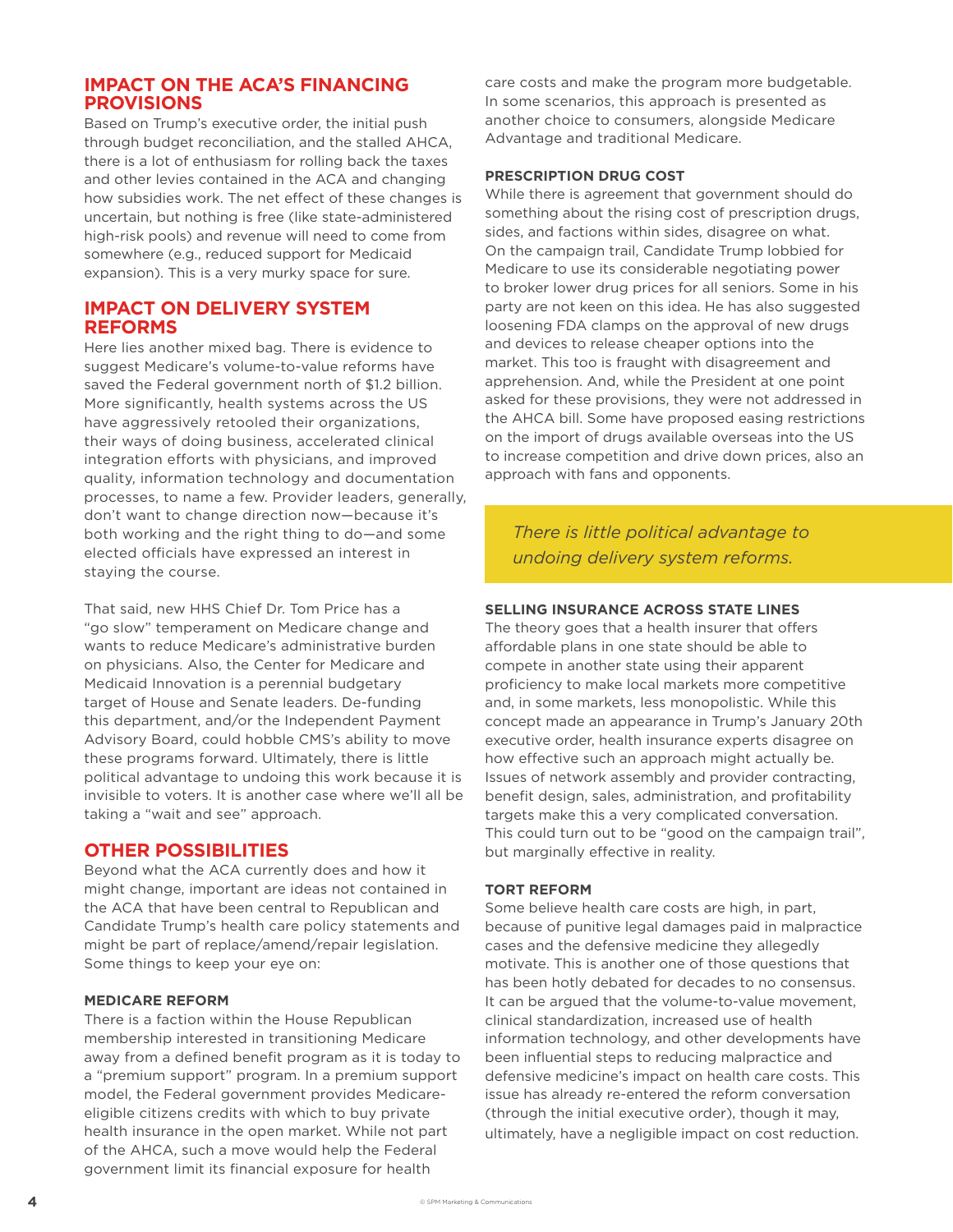## IMPACT ON THE ACA'S FINANCING PROVISIONS

Based on Trump's executive order, the initial push through budget reconciliation, and the stalled AHCA, there is a lot of enthusiasm for rolling back the taxes and other levies contained in the ACA and changing how subsidies work. The net effect of these changes is uncertain, but nothing is free (like state-administered high-risk pools) and revenue will need to come from somewhere (e.g., reduced support for Medicaid expansion). This is a very murky space for sure.

## IMPACT ON DELIVERY SYSTEM REFORMS

Here lies another mixed bag. There is evidence to suggest Medicare's volume-to-value reforms have saved the Federal government north of $1.2 billion. More significantly, health systems across the US have aggressively retooled their organizations, their ways of doing business, accelerated clinical integration efforts with physicians, and improved quality, information technology and documentation processes, to name a few. Provider leaders, generally, don't want to change direction now—because it's both working and the right thing to do—and some elected officials have expressed an interest in staying the course.

That said, new HHS Chief Dr. Tom Price has a "go slow" temperament on Medicare change and wants to reduce Medicare's administrative burden on physicians. Also, the Center for Medicare and Medicaid Innovation is a perennial budgetary target of House and Senate leaders. De-funding this department, and/or the Independent Payment Advisory Board, could hobble CMS's ability to move these programs forward. Ultimately, there is little political advantage to undoing this work because it is invisible to voters. It is another case where we'll all be taking a "wait and see" approach.

## OTHER POSSIBILITIES

Beyond what the ACA currently does and how it might change, important are ideas not contained in the ACA that have been central to Republican and Candidate Trump's health care policy statements and might be part of replace/amend/repair legislation. Some things to keep your eye on:

### MEDICARE REFORM

There is a faction within the House Republican membership interested in transitioning Medicare away from a defined benefit program as it is today to a "premium support" program. In a premium support model, the Federal government provides Medicare-eligible citizens credits with which to buy private health insurance in the open market. While not part of the AHCA, such a move would help the Federal government limit its financial exposure for health care costs and make the program more budgetable. In some scenarios, this approach is presented as another choice to consumers, alongside Medicare Advantage and traditional Medicare.

### PRESCRIPTION DRUG COST

While there is agreement that government should do something about the rising cost of prescription drugs, sides, and factions within sides, disagree on what. On the campaign trail, Candidate Trump lobbied for Medicare to use its considerable negotiating power to broker lower drug prices for all seniors. Some in his party are not keen on this idea. He has also suggested loosening FDA clamps on the approval of new drugs and devices to release cheaper options into the market. This too is fraught with disagreement and apprehension. And, while the President at one point asked for these provisions, they were not addressed in the AHCA bill. Some have proposed easing restrictions on the import of drugs available overseas into the US to increase competition and drive down prices, also an approach with fans and opponents.

> *There is little political advantage to undoing delivery system reforms.*

### SELLING INSURANCE ACROSS STATE LINES

The theory goes that a health insurer that offers affordable plans in one state should be able to compete in another state using their apparent proficiency to make local markets more competitive and, in some markets, less monopolistic. While this concept made an appearance in Trump's January 20th executive order, health insurance experts disagree on how effective such an approach might actually be. Issues of network assembly and provider contracting, benefit design, sales, administration, and profitability targets make this a very complicated conversation. This could turn out to be "good on the campaign trail", but marginally effective in reality.

### TORT REFORM

Some believe health care costs are high, in part, because of punitive legal damages paid in malpractice cases and the defensive medicine they allegedly motivate. This is another one of those questions that has been hotly debated for decades to no consensus. It can be argued that the volume-to-value movement, clinical standardization, increased use of health information technology, and other developments have been influential steps to reducing malpractice and defensive medicine's impact on health care costs. This issue has already re-entered the reform conversation (through the initial executive order), though it may, ultimately, have a negligible impact on cost reduction.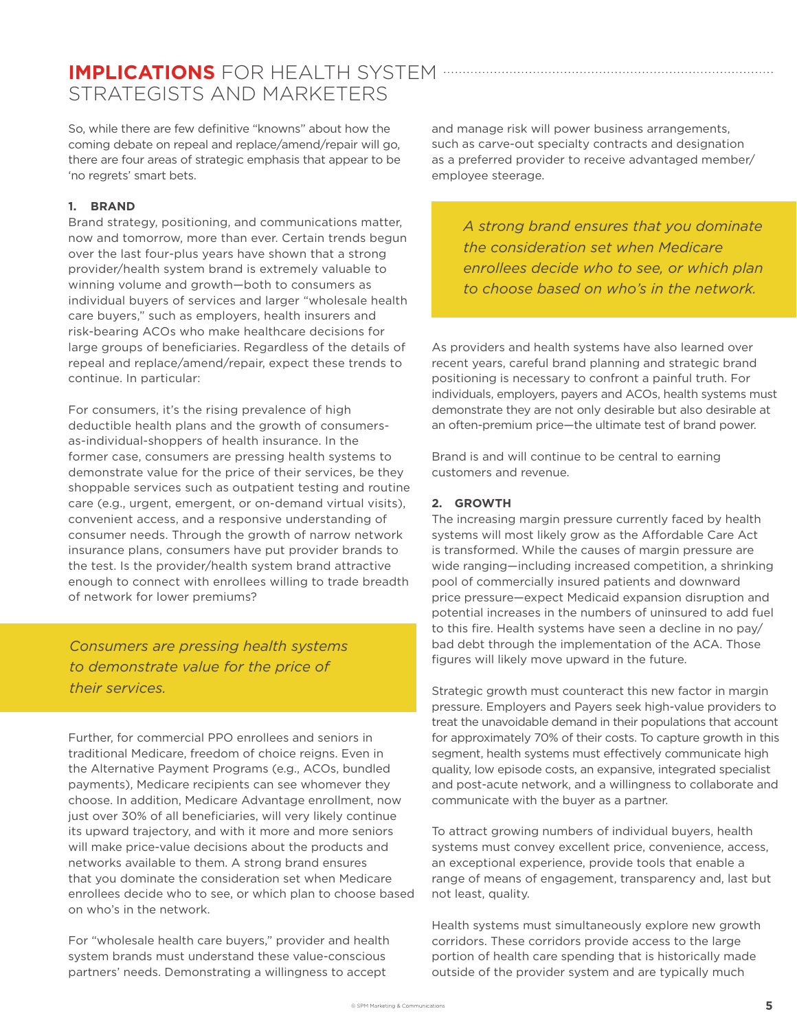## **IMPLICATIONS** FOR HEALTH SYSTEM STRATEGISTS AND MARKETERS

So, while there are few definitive "knowns" about how the coming debate on repeal and replace/amend/repair will go, there are four areas of strategic emphasis that appear to be 'no regrets' smart bets.

### 1. BRAND

Brand strategy, positioning, and communications matter, now and tomorrow, more than ever. Certain trends begun over the last four-plus years have shown that a strong provider/health system brand is extremely valuable to winning volume and growth—both to consumers as individual buyers of services and larger "wholesale health care buyers," such as employers, health insurers and risk-bearing ACOs who make healthcare decisions for large groups of beneficiaries. Regardless of the details of repeal and replace/amend/repair, expect these trends to continue. In particular:

For consumers, it's the rising prevalence of high deductible health plans and the growth of consumers-as-individual-shoppers of health insurance. In the former case, consumers are pressing health systems to demonstrate value for the price of their services, be they shoppable services such as outpatient testing and routine care (e.g., urgent, emergent, or on-demand virtual visits), convenient access, and a responsive understanding of consumer needs. Through the growth of narrow network insurance plans, consumers have put provider brands to the test. Is the provider/health system brand attractive enough to connect with enrollees willing to trade breadth of network for lower premiums?

> *Consumers are pressing health systems to demonstrate value for the price of their services.*

Further, for commercial PPO enrollees and seniors in traditional Medicare, freedom of choice reigns. Even in the Alternative Payment Programs (e.g., ACOs, bundled payments), Medicare recipients can see whomever they choose. In addition, Medicare Advantage enrollment, now just over 30% of all beneficiaries, will very likely continue its upward trajectory, and with it more and more seniors will make price-value decisions about the products and networks available to them. A strong brand ensures that you dominate the consideration set when Medicare enrollees decide who to see, or which plan to choose based on who's in the network.

For "wholesale health care buyers," provider and health system brands must understand these value-conscious partners' needs. Demonstrating a willingness to accept and manage risk will power business arrangements, such as carve-out specialty contracts and designation as a preferred provider to receive advantaged member/employee steerage.

> *A strong brand ensures that you dominate the consideration set when Medicare enrollees decide who to see, or which plan to choose based on who's in the network.*

As providers and health systems have also learned over recent years, careful brand planning and strategic brand positioning is necessary to confront a painful truth. For individuals, employers, payers and ACOs, health systems must demonstrate they are not only desirable but also desirable at an often-premium price—the ultimate test of brand power.

Brand is and will continue to be central to earning customers and revenue.

### 2. GROWTH

The increasing margin pressure currently faced by health systems will most likely grow as the Affordable Care Act is transformed. While the causes of margin pressure are wide ranging—including increased competition, a shrinking pool of commercially insured patients and downward price pressure—expect Medicaid expansion disruption and potential increases in the numbers of uninsured to add fuel to this fire. Health systems have seen a decline in no pay/bad debt through the implementation of the ACA. Those figures will likely move upward in the future.

Strategic growth must counteract this new factor in margin pressure. Employers and Payers seek high-value providers to treat the unavoidable demand in their populations that account for approximately 70% of their costs. To capture growth in this segment, health systems must effectively communicate high quality, low episode costs, an expansive, integrated specialist and post-acute network, and a willingness to collaborate and communicate with the buyer as a partner.

To attract growing numbers of individual buyers, health systems must convey excellent price, convenience, access, an exceptional experience, provide tools that enable a range of means of engagement, transparency and, last but not least, quality.

Health systems must simultaneously explore new growth corridors. These corridors provide access to the large portion of health care spending that is historically made outside of the provider system and are typically much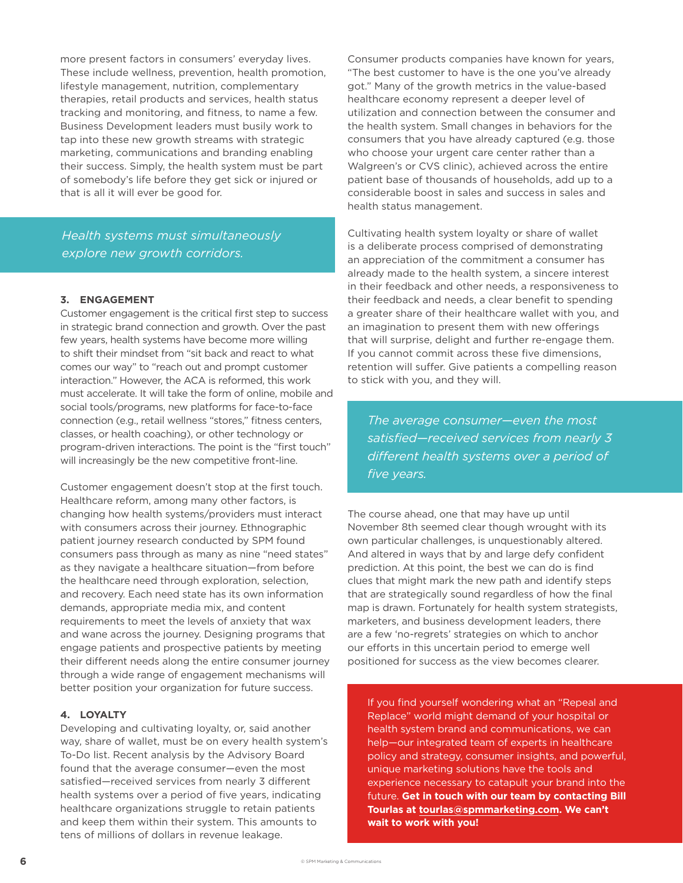more present factors in consumers' everyday lives. These include wellness, prevention, health promotion, lifestyle management, nutrition, complementary therapies, retail products and services, health status tracking and monitoring, and fitness, to name a few. Business Development leaders must busily work to tap into these new growth streams with strategic marketing, communications and branding enabling their success. Simply, the health system must be part of somebody's life before they get sick or injured or that is all it will ever be good for.

*Health systems must simultaneously explore new growth corridors.*

### 3. ENGAGEMENT

Customer engagement is the critical first step to success in strategic brand connection and growth. Over the past few years, health systems have become more willing to shift their mindset from "sit back and react to what comes our way" to "reach out and prompt customer interaction." However, the ACA is reformed, this work must accelerate. It will take the form of online, mobile and social tools/programs, new platforms for face-to-face connection (e.g., retail wellness "stores," fitness centers, classes, or health coaching), or other technology or program-driven interactions. The point is the "first touch" will increasingly be the new competitive front-line.

Customer engagement doesn't stop at the first touch. Healthcare reform, among many other factors, is changing how health systems/providers must interact with consumers across their journey. Ethnographic patient journey research conducted by SPM found consumers pass through as many as nine "need states" as they navigate a healthcare situation—from before the healthcare need through exploration, selection, and recovery. Each need state has its own information demands, appropriate media mix, and content requirements to meet the levels of anxiety that wax and wane across the journey. Designing programs that engage patients and prospective patients by meeting their different needs along the entire consumer journey through a wide range of engagement mechanisms will better position your organization for future success.

### 4. LOYALTY

Developing and cultivating loyalty, or, said another way, share of wallet, must be on every health system's To-Do list. Recent analysis by the Advisory Board found that the average consumer—even the most satisfied—received services from nearly 3 different health systems over a period of five years, indicating healthcare organizations struggle to retain patients and keep them within their system. This amounts to tens of millions of dollars in revenue leakage.

Consumer products companies have known for years, "The best customer to have is the one you've already got." Many of the growth metrics in the value-based healthcare economy represent a deeper level of utilization and connection between the consumer and the health system. Small changes in behaviors for the consumers that you have already captured (e.g. those who choose your urgent care center rather than a Walgreen's or CVS clinic), achieved across the entire patient base of thousands of households, add up to a considerable boost in sales and success in sales and health status management.

Cultivating health system loyalty or share of wallet is a deliberate process comprised of demonstrating an appreciation of the commitment a consumer has already made to the health system, a sincere interest in their feedback and other needs, a responsiveness to their feedback and needs, a clear benefit to spending a greater share of their healthcare wallet with you, and an imagination to present them with new offerings that will surprise, delight and further re-engage them. If you cannot commit across these five dimensions, retention will suffer. Give patients a compelling reason to stick with you, and they will.

*The average consumer—even the most satisfied—received services from nearly 3 different health systems over a period of five years.*

The course ahead, one that may have up until November 8th seemed clear though wrought with its own particular challenges, is unquestionably altered. And altered in ways that by and large defy confident prediction. At this point, the best we can do is find clues that might mark the new path and identify steps that are strategically sound regardless of how the final map is drawn. Fortunately for health system strategists, marketers, and business development leaders, there are a few 'no-regrets' strategies on which to anchor our efforts in this uncertain period to emerge well positioned for success as the view becomes clearer.

If you find yourself wondering what an "Repeal and Replace" world might demand of your hospital or health system brand and communications, we can help—our integrated team of experts in healthcare policy and strategy, consumer insights, and powerful, unique marketing solutions have the tools and experience necessary to catapult your brand into the future. **Get in touch with our team by contacting Bill Tourlas at tourlas@spmmarketing.com. We can't wait to work with you!**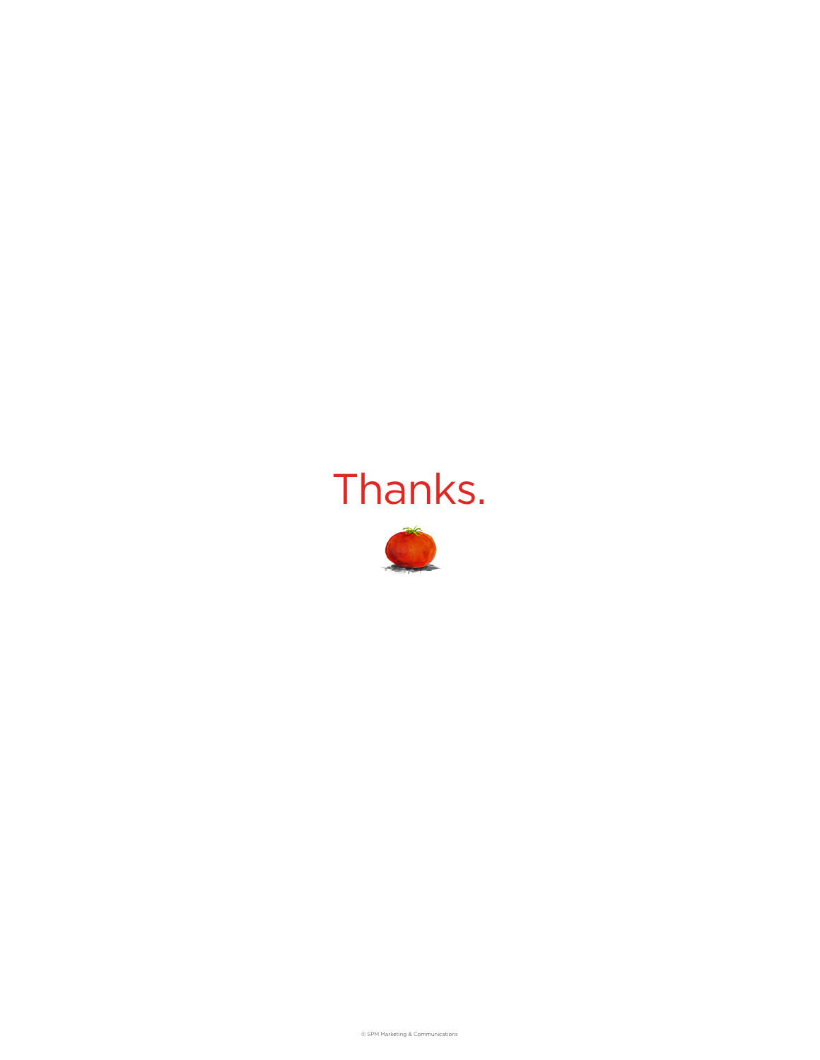Thanks.

© SPM Marketing & Communications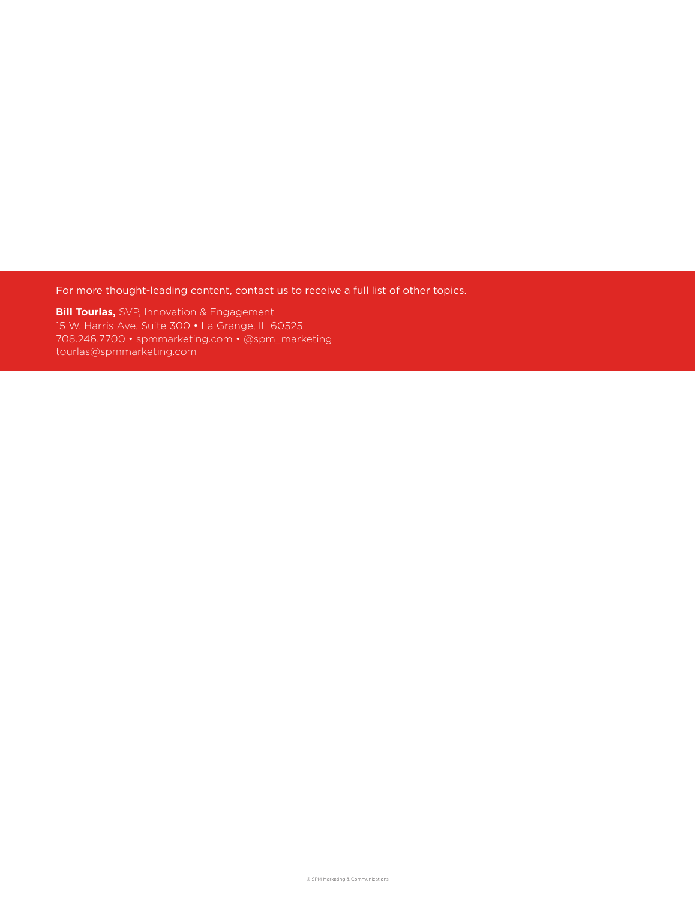For more thought-leading content, contact us to receive a full list of other topics.

**Bill Tourlas,** SVP, Innovation & Engagement
15 W. Harris Ave, Suite 300 • La Grange, IL 60525
708.246.7700 • spmmarketing.com • @spm_marketing
tourlas@spmmarketing.com

© SPM Marketing & Communications